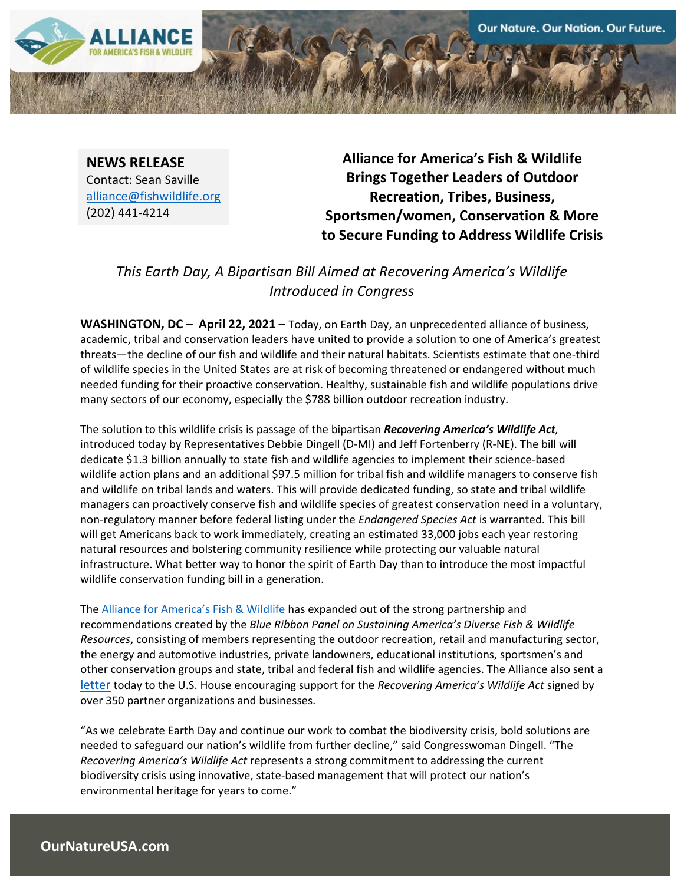**NEWS RELEASE**
Contact: Sean Saville
alliance@fishwildlife.org
(202) 441-4214

# Alliance for America's Fish & Wildlife Brings Together Leaders of Outdoor Recreation, Tribes, Business, Sportsmen/women, Conservation & More to Secure Funding to Address Wildlife Crisis

*This Earth Day, A Bipartisan Bill Aimed at Recovering America's Wildlife Introduced in Congress*

**WASHINGTON, DC – April 22, 2021** – Today, on Earth Day, an unprecedented alliance of business, academic, tribal and conservation leaders have united to provide a solution to one of America's greatest threats—the decline of our fish and wildlife and their natural habitats. Scientists estimate that one-third of wildlife species in the United States are at risk of becoming threatened or endangered without much needed funding for their proactive conservation. Healthy, sustainable fish and wildlife populations drive many sectors of our economy, especially the $788 billion outdoor recreation industry.

The solution to this wildlife crisis is passage of the bipartisan ***Recovering America's Wildlife Act,*** introduced today by Representatives Debbie Dingell (D-MI) and Jeff Fortenberry (R-NE). The bill will dedicate $1.3 billion annually to state fish and wildlife agencies to implement their science-based wildlife action plans and an additional $97.5 million for tribal fish and wildlife managers to conserve fish and wildlife on tribal lands and waters. This will provide dedicated funding, so state and tribal wildlife managers can proactively conserve fish and wildlife species of greatest conservation need in a voluntary, non-regulatory manner before federal listing under the *Endangered Species Act* is warranted. This bill will get Americans back to work immediately, creating an estimated 33,000 jobs each year restoring natural resources and bolstering community resilience while protecting our valuable natural infrastructure. What better way to honor the spirit of Earth Day than to introduce the most impactful wildlife conservation funding bill in a generation.

The Alliance for America's Fish & Wildlife has expanded out of the strong partnership and recommendations created by the *Blue Ribbon Panel on Sustaining America's Diverse Fish & Wildlife Resources*, consisting of members representing the outdoor recreation, retail and manufacturing sector, the energy and automotive industries, private landowners, educational institutions, sportsmen's and other conservation groups and state, tribal and federal fish and wildlife agencies. The Alliance also sent a letter today to the U.S. House encouraging support for the *Recovering America's Wildlife Act* signed by over 350 partner organizations and businesses.

"As we celebrate Earth Day and continue our work to combat the biodiversity crisis, bold solutions are needed to safeguard our nation's wildlife from further decline," said Congresswoman Dingell. "The *Recovering America's Wildlife Act* represents a strong commitment to addressing the current biodiversity crisis using innovative, state-based management that will protect our nation's environmental heritage for years to come."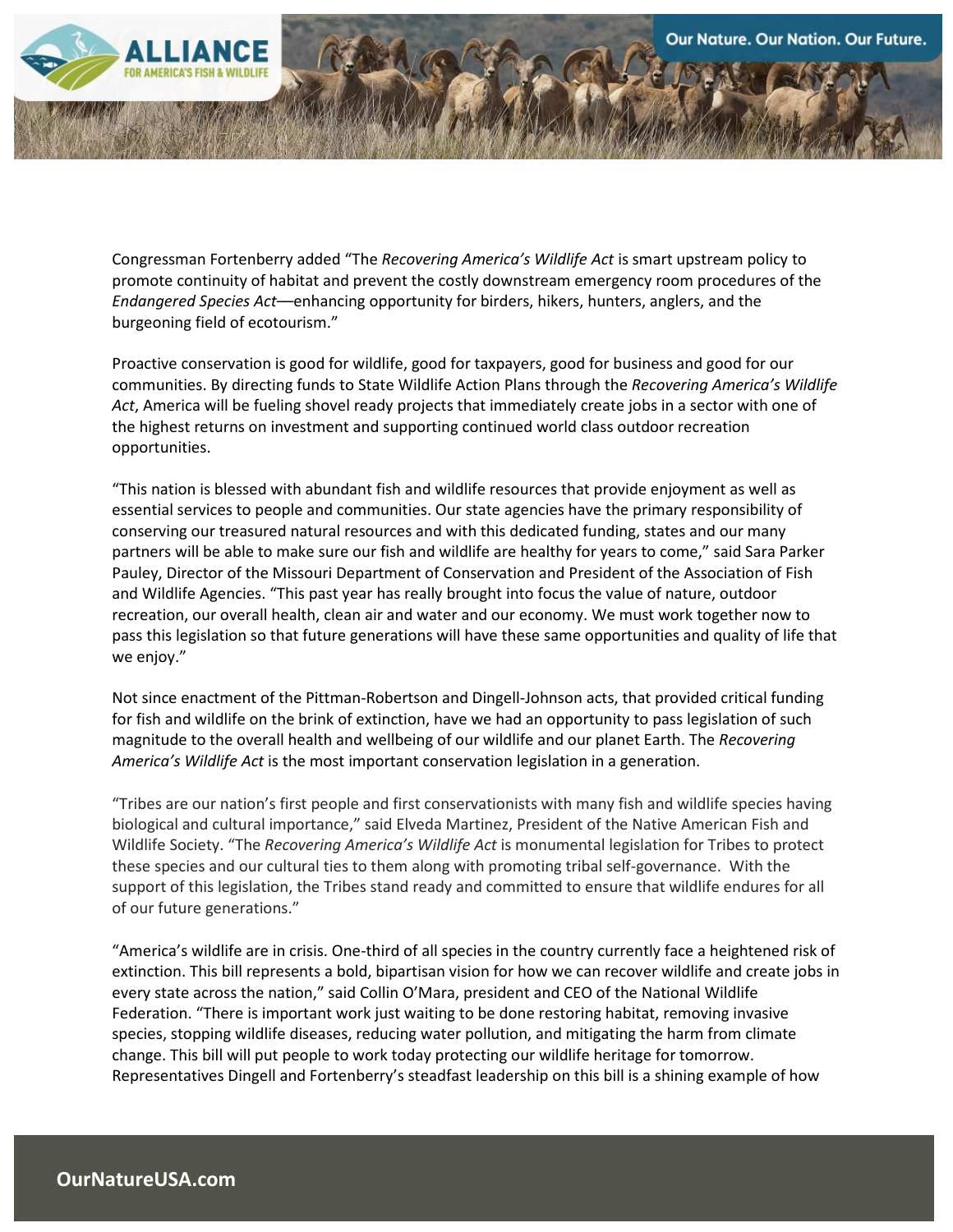Congressman Fortenberry added "The *Recovering America's Wildlife Act* is smart upstream policy to promote continuity of habitat and prevent the costly downstream emergency room procedures of the *Endangered Species Act*—enhancing opportunity for birders, hikers, hunters, anglers, and the burgeoning field of ecotourism."

Proactive conservation is good for wildlife, good for taxpayers, good for business and good for our communities. By directing funds to State Wildlife Action Plans through the *Recovering America's Wildlife Act*, America will be fueling shovel ready projects that immediately create jobs in a sector with one of the highest returns on investment and supporting continued world class outdoor recreation opportunities.

"This nation is blessed with abundant fish and wildlife resources that provide enjoyment as well as essential services to people and communities. Our state agencies have the primary responsibility of conserving our treasured natural resources and with this dedicated funding, states and our many partners will be able to make sure our fish and wildlife are healthy for years to come," said Sara Parker Pauley, Director of the Missouri Department of Conservation and President of the Association of Fish and Wildlife Agencies. "This past year has really brought into focus the value of nature, outdoor recreation, our overall health, clean air and water and our economy. We must work together now to pass this legislation so that future generations will have these same opportunities and quality of life that we enjoy."

Not since enactment of the Pittman-Robertson and Dingell-Johnson acts, that provided critical funding for fish and wildlife on the brink of extinction, have we had an opportunity to pass legislation of such magnitude to the overall health and wellbeing of our wildlife and our planet Earth. The *Recovering America's Wildlife Act* is the most important conservation legislation in a generation.

"Tribes are our nation's first people and first conservationists with many fish and wildlife species having biological and cultural importance," said Elveda Martinez, President of the Native American Fish and Wildlife Society. "The *Recovering America's Wildlife Act* is monumental legislation for Tribes to protect these species and our cultural ties to them along with promoting tribal self-governance. With the support of this legislation, the Tribes stand ready and committed to ensure that wildlife endures for all of our future generations."

"America's wildlife are in crisis. One-third of all species in the country currently face a heightened risk of extinction. This bill represents a bold, bipartisan vision for how we can recover wildlife and create jobs in every state across the nation," said Collin O'Mara, president and CEO of the National Wildlife Federation. "There is important work just waiting to be done restoring habitat, removing invasive species, stopping wildlife diseases, reducing water pollution, and mitigating the harm from climate change. This bill will put people to work today protecting our wildlife heritage for tomorrow. Representatives Dingell and Fortenberry's steadfast leadership on this bill is a shining example of how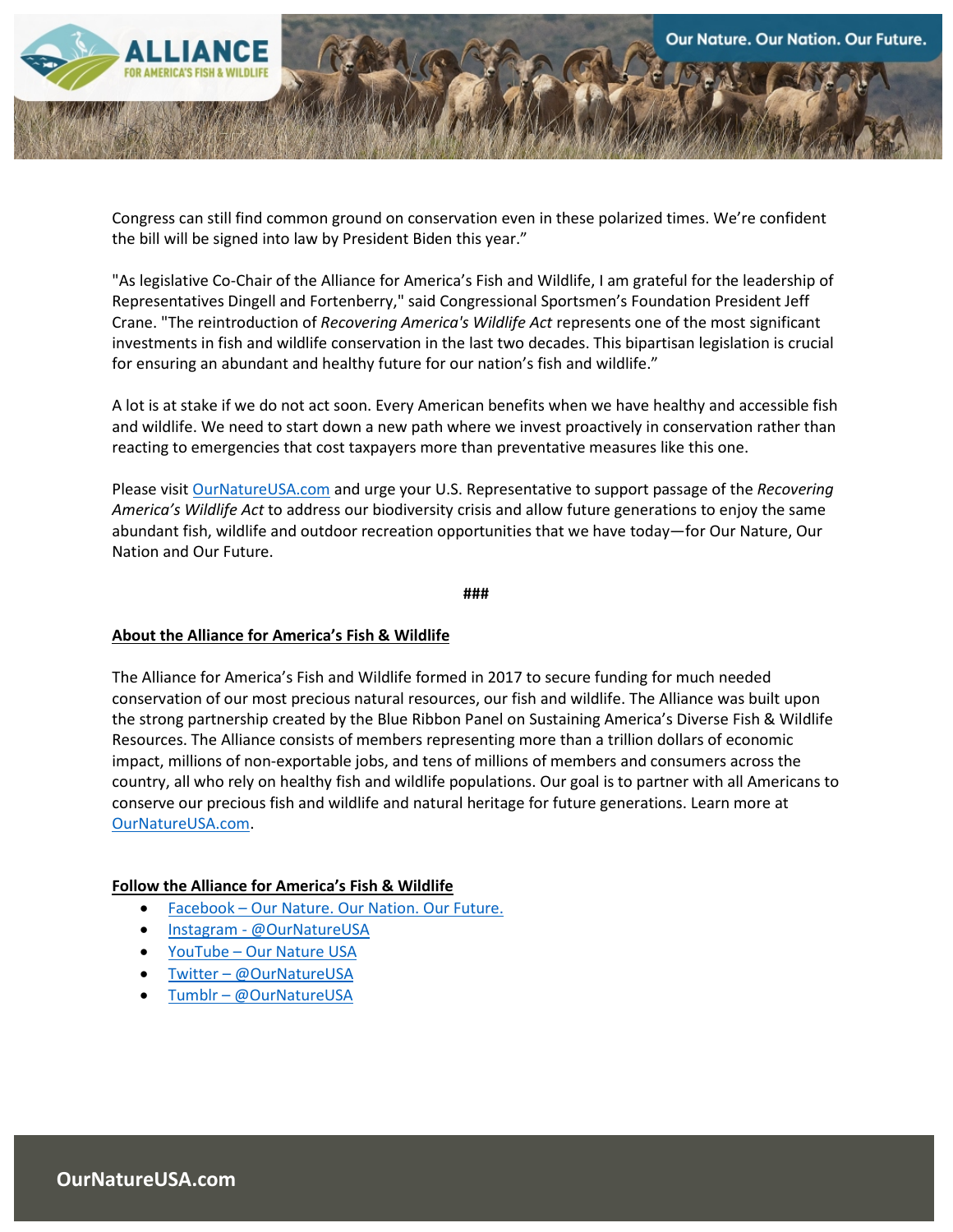Congress can still find common ground on conservation even in these polarized times. We're confident the bill will be signed into law by President Biden this year."

"As legislative Co-Chair of the Alliance for America's Fish and Wildlife, I am grateful for the leadership of Representatives Dingell and Fortenberry," said Congressional Sportsmen's Foundation President Jeff Crane. "The reintroduction of *Recovering America's Wildlife Act* represents one of the most significant investments in fish and wildlife conservation in the last two decades. This bipartisan legislation is crucial for ensuring an abundant and healthy future for our nation's fish and wildlife."

A lot is at stake if we do not act soon. Every American benefits when we have healthy and accessible fish and wildlife. We need to start down a new path where we invest proactively in conservation rather than reacting to emergencies that cost taxpayers more than preventative measures like this one.

Please visit [OurNatureUSA.com](OurNatureUSA.com) and urge your U.S. Representative to support passage of the *Recovering America's Wildlife Act* to address our biodiversity crisis and allow future generations to enjoy the same abundant fish, wildlife and outdoor recreation opportunities that we have today—for Our Nature, Our Nation and Our Future.

###

**About the Alliance for America's Fish & Wildlife**

The Alliance for America's Fish and Wildlife formed in 2017 to secure funding for much needed conservation of our most precious natural resources, our fish and wildlife. The Alliance was built upon the strong partnership created by the Blue Ribbon Panel on Sustaining America's Diverse Fish & Wildlife Resources. The Alliance consists of members representing more than a trillion dollars of economic impact, millions of non-exportable jobs, and tens of millions of members and consumers across the country, all who rely on healthy fish and wildlife populations. Our goal is to partner with all Americans to conserve our precious fish and wildlife and natural heritage for future generations. Learn more at [OurNatureUSA.com](OurNatureUSA.com).

**Follow the Alliance for America's Fish & Wildlife**

- Facebook – Our Nature. Our Nation. Our Future.
- Instagram - @OurNatureUSA
- YouTube – Our Nature USA
- Twitter – @OurNatureUSA
- Tumblr – @OurNatureUSA